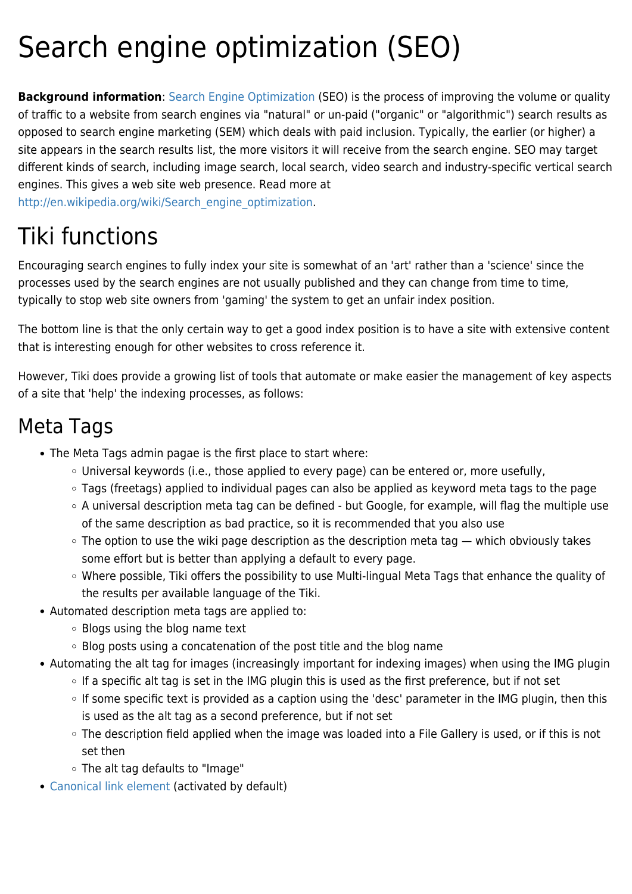# Search engine optimization (SEO)

**Background information**: Search Engine Optimization (SEO) is the process of improving the volume or quality of traffic to a website from search engines via "natural" or un-paid ("organic" or "algorithmic") search results as opposed to search engine marketing (SEM) which deals with paid inclusion. Typically, the earlier (or higher) a site appears in the search results list, the more visitors it will receive from the search engine. SEO may target different kinds of search, including image search, local search, video search and industry-specific vertical search engines. This gives a web site web presence. Read more at http://en.wikipedia.org/wiki/Search_engine_optimization.

# Tiki functions

Encouraging search engines to fully index your site is somewhat of an 'art' rather than a 'science' since the processes used by the search engines are not usually published and they can change from time to time, typically to stop web site owners from 'gaming' the system to get an unfair index position.

The bottom line is that the only certain way to get a good index position is to have a site with extensive content that is interesting enough for other websites to cross reference it.

However, Tiki does provide a growing list of tools that automate or make easier the management of key aspects of a site that 'help' the indexing processes, as follows:

## Meta Tags

- The Meta Tags admin pagae is the first place to start where:
    - Universal keywords (i.e., those applied to every page) can be entered or, more usefully,
    - Tags (freetags) applied to individual pages can also be applied as keyword meta tags to the page
    - A universal description meta tag can be defined - but Google, for example, will flag the multiple use of the same description as bad practice, so it is recommended that you also use
    - The option to use the wiki page description as the description meta tag — which obviously takes some effort but is better than applying a default to every page.
    - Where possible, Tiki offers the possibility to use Multi-lingual Meta Tags that enhance the quality of the results per available language of the Tiki.
- Automated description meta tags are applied to:
    - Blogs using the blog name text
    - Blog posts using a concatenation of the post title and the blog name
- Automating the alt tag for images (increasingly important for indexing images) when using the IMG plugin
    - If a specific alt tag is set in the IMG plugin this is used as the first preference, but if not set
    - If some specific text is provided as a caption using the 'desc' parameter in the IMG plugin, then this is used as the alt tag as a second preference, but if not set
    - The description field applied when the image was loaded into a File Gallery is used, or if this is not set then
    - The alt tag defaults to "Image"
- Canonical link element (activated by default)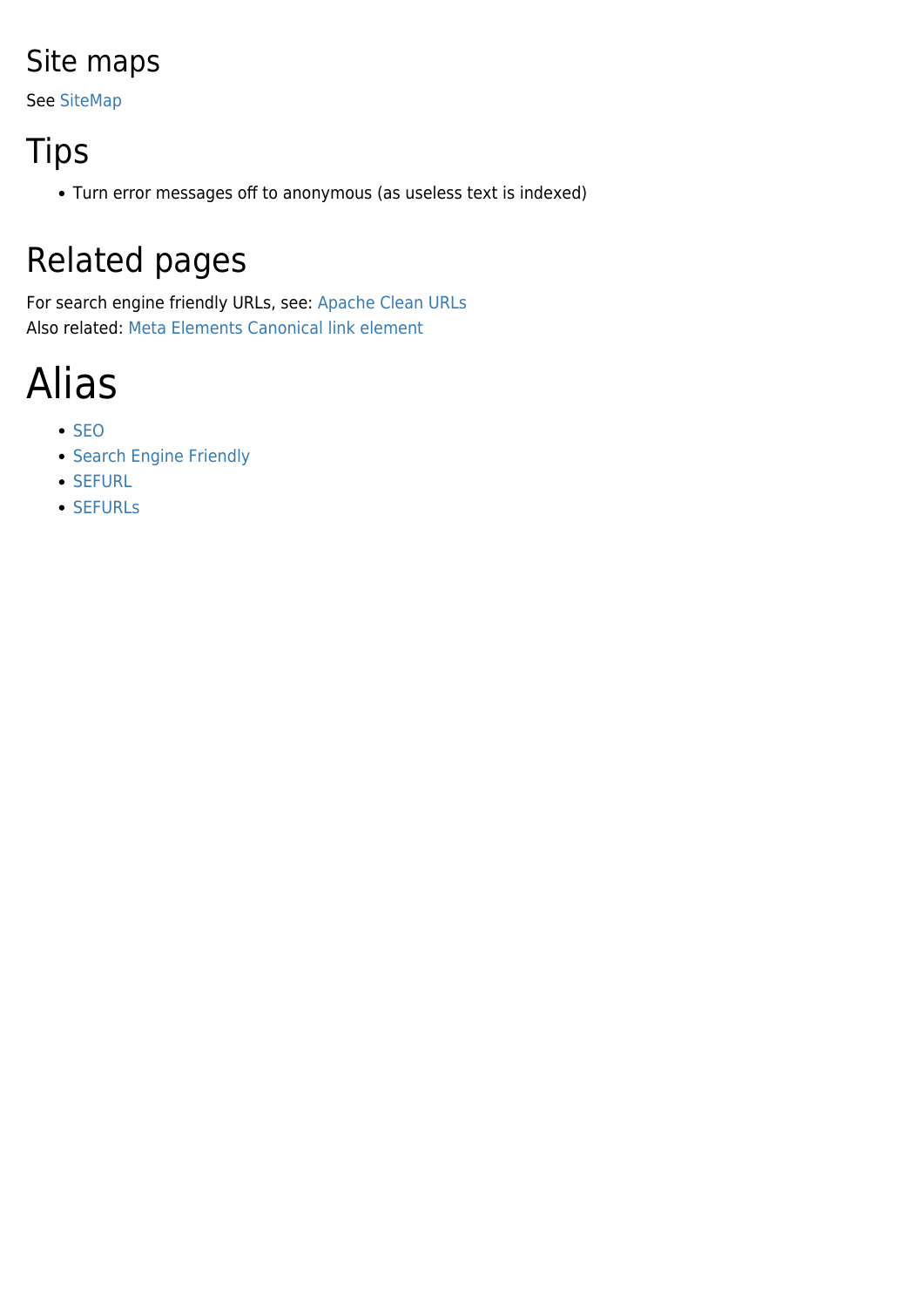## Site maps

See SiteMap

## Tips

- Turn error messages off to anonymous (as useless text is indexed)

## Related pages

For search engine friendly URLs, see: Apache Clean URLs
Also related: Meta Elements Canonical link element

# Alias

- SEO
- Search Engine Friendly
- SEFURL
- SEFURLs